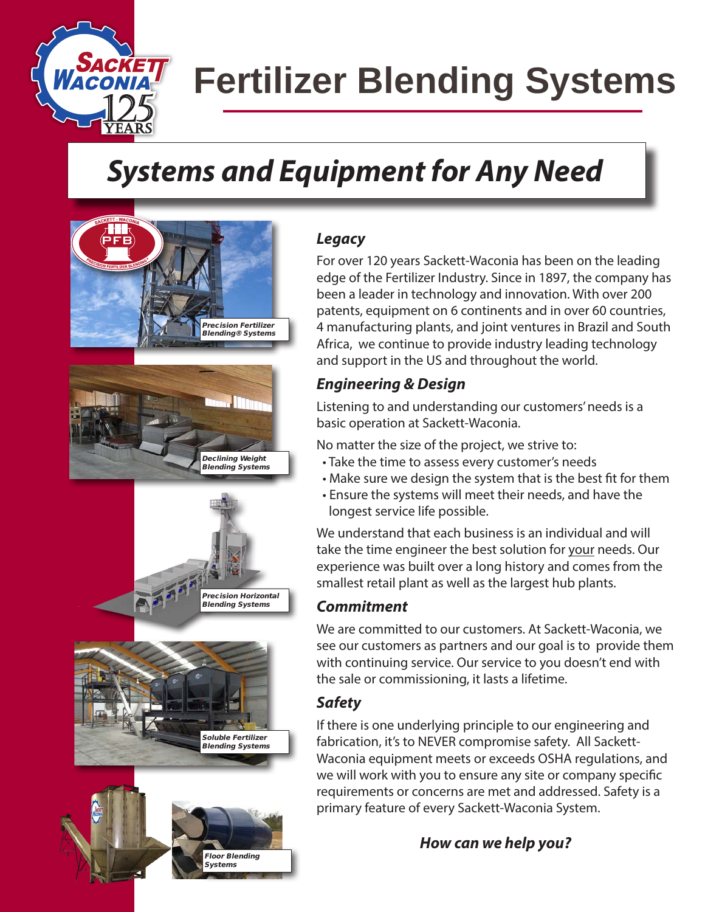# Fertilizer Blending Systems

## Systems and Equipment for Any Need

*Precision Fertilizer Blending® Systems*

*Declining Weight Blending Systems*

*Precision Horizontal Blending Systems*

*Soluble Fertilizer Blending Systems*

*Floor Blending Systems*

### Legacy

For over 120 years Sackett-Waconia has been on the leading edge of the Fertilizer Industry. Since in 1897, the company has been a leader in technology and innovation. With over 200 patents, equipment on 6 continents and in over 60 countries, 4 manufacturing plants, and joint ventures in Brazil and South Africa, we continue to provide industry leading technology and support in the US and throughout the world.

### Engineering & Design

Listening to and understanding our customers' needs is a basic operation at Sackett-Waconia.

No matter the size of the project, we strive to:

- Take the time to assess every customer's needs
- Make sure we design the system that is the best fit for them
- Ensure the systems will meet their needs, and have the longest service life possible.

We understand that each business is an individual and will take the time engineer the best solution for your needs. Our experience was built over a long history and comes from the smallest retail plant as well as the largest hub plants.

### Commitment

We are committed to our customers. At Sackett-Waconia, we see our customers as partners and our goal is to provide them with continuing service. Our service to you doesn't end with the sale or commissioning, it lasts a lifetime.

### Safety

If there is one underlying principle to our engineering and fabrication, it's to NEVER compromise safety. All Sackett-Waconia equipment meets or exceeds OSHA regulations, and we will work with you to ensure any site or company specific requirements or concerns are met and addressed. Safety is a primary feature of every Sackett-Waconia System.

***How can we help you?***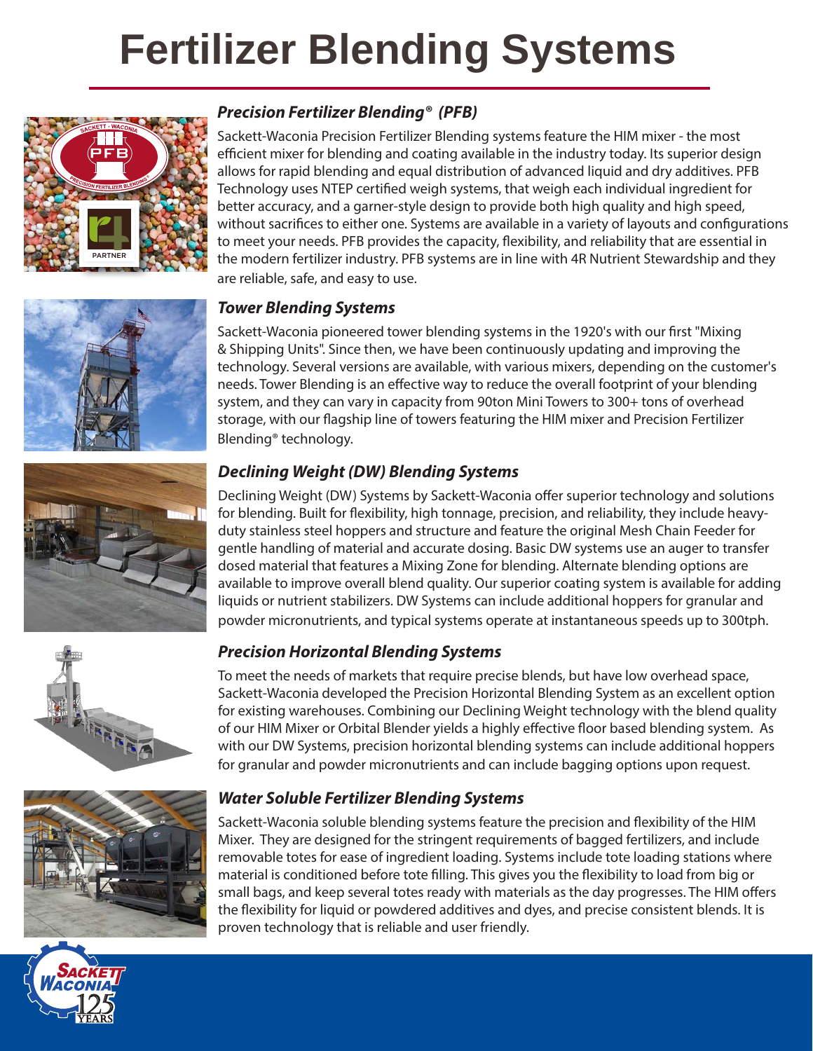# Fertilizer Blending Systems

### *Precision Fertilizer Blending® (PFB)*

Sackett-Waconia Precision Fertilizer Blending systems feature the HIM mixer - the most efficient mixer for blending and coating available in the industry today. Its superior design allows for rapid blending and equal distribution of advanced liquid and dry additives. PFB Technology uses NTEP certified weigh systems, that weigh each individual ingredient for better accuracy, and a garner-style design to provide both high quality and high speed, without sacrifices to either one. Systems are available in a variety of layouts and configurations to meet your needs. PFB provides the capacity, flexibility, and reliability that are essential in the modern fertilizer industry. PFB systems are in line with 4R Nutrient Stewardship and they are reliable, safe, and easy to use.

### *Tower Blending Systems*

Sackett-Waconia pioneered tower blending systems in the 1920's with our first "Mixing & Shipping Units". Since then, we have been continuously updating and improving the technology. Several versions are available, with various mixers, depending on the customer's needs. Tower Blending is an effective way to reduce the overall footprint of your blending system, and they can vary in capacity from 90ton Mini Towers to 300+ tons of overhead storage, with our flagship line of towers featuring the HIM mixer and Precision Fertilizer Blending® technology.

### *Declining Weight (DW) Blending Systems*

Declining Weight (DW) Systems by Sackett-Waconia offer superior technology and solutions for blending. Built for flexibility, high tonnage, precision, and reliability, they include heavy-duty stainless steel hoppers and structure and feature the original Mesh Chain Feeder for gentle handling of material and accurate dosing. Basic DW systems use an auger to transfer dosed material that features a Mixing Zone for blending. Alternate blending options are available to improve overall blend quality. Our superior coating system is available for adding liquids or nutrient stabilizers. DW Systems can include additional hoppers for granular and powder micronutrients, and typical systems operate at instantaneous speeds up to 300tph.

### *Precision Horizontal Blending Systems*

To meet the needs of markets that require precise blends, but have low overhead space, Sackett-Waconia developed the Precision Horizontal Blending System as an excellent option for existing warehouses. Combining our Declining Weight technology with the blend quality of our HIM Mixer or Orbital Blender yields a highly effective floor based blending system. As with our DW Systems, precision horizontal blending systems can include additional hoppers for granular and powder micronutrients and can include bagging options upon request.

### *Water Soluble Fertilizer Blending Systems*

Sackett-Waconia soluble blending systems feature the precision and flexibility of the HIM Mixer. They are designed for the stringent requirements of bagged fertilizers, and include removable totes for ease of ingredient loading. Systems include tote loading stations where material is conditioned before tote filling. This gives you the flexibility to load from big or small bags, and keep several totes ready with materials as the day progresses. The HIM offers the flexibility for liquid or powdered additives and dyes, and precise consistent blends. It is proven technology that is reliable and user friendly.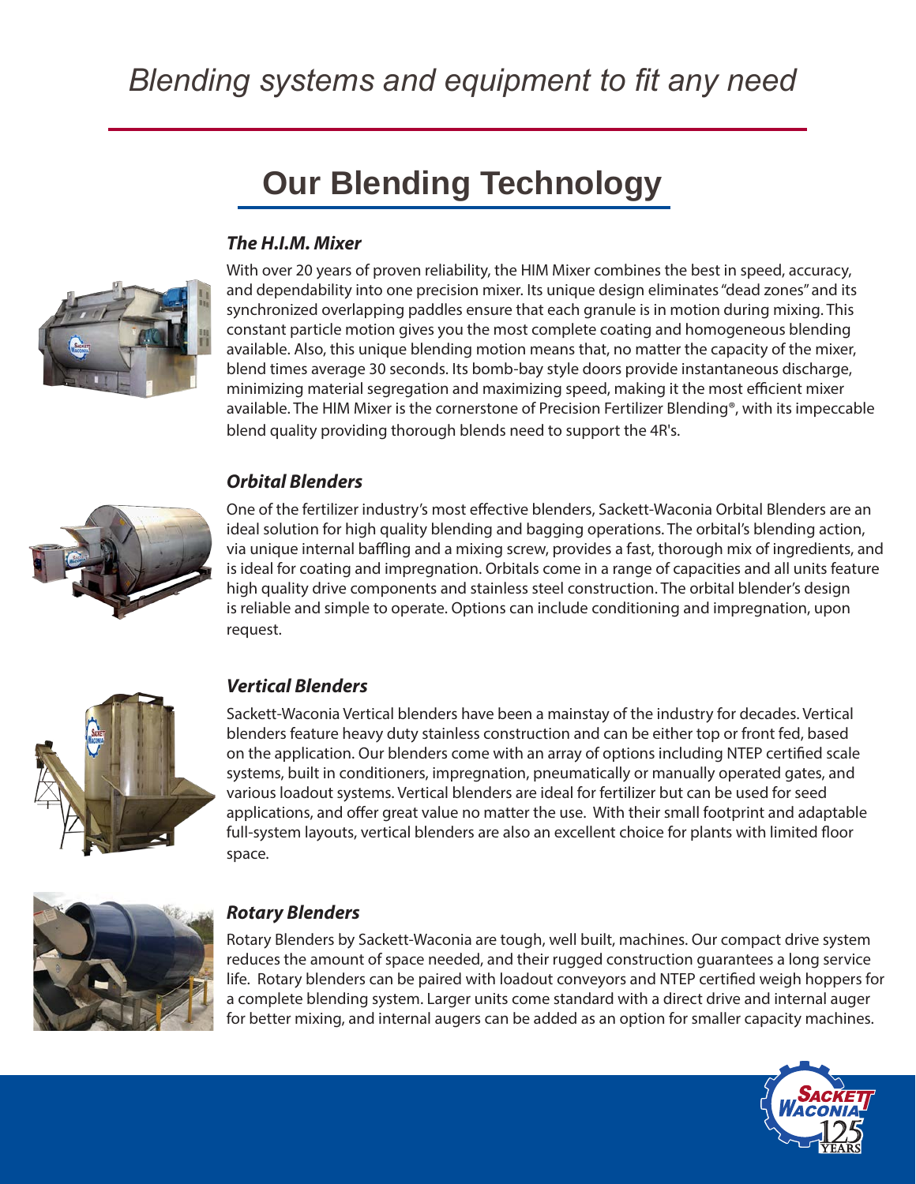# Blending systems and equipment to fit any need

## Our Blending Technology

### *The H.I.M. Mixer*

With over 20 years of proven reliability, the HIM Mixer combines the best in speed, accuracy, and dependability into one precision mixer. Its unique design eliminates "dead zones" and its synchronized overlapping paddles ensure that each granule is in motion during mixing. This constant particle motion gives you the most complete coating and homogeneous blending available. Also, this unique blending motion means that, no matter the capacity of the mixer, blend times average 30 seconds. Its bomb-bay style doors provide instantaneous discharge, minimizing material segregation and maximizing speed, making it the most efficient mixer available. The HIM Mixer is the cornerstone of Precision Fertilizer Blending®, with its impeccable blend quality providing thorough blends need to support the 4R's.

### *Orbital Blenders*

One of the fertilizer industry's most effective blenders, Sackett-Waconia Orbital Blenders are an ideal solution for high quality blending and bagging operations. The orbital's blending action, via unique internal baffling and a mixing screw, provides a fast, thorough mix of ingredients, and is ideal for coating and impregnation. Orbitals come in a range of capacities and all units feature high quality drive components and stainless steel construction. The orbital blender's design is reliable and simple to operate. Options can include conditioning and impregnation, upon request.

### *Vertical Blenders*

Sackett-Waconia Vertical blenders have been a mainstay of the industry for decades. Vertical blenders feature heavy duty stainless construction and can be either top or front fed, based on the application. Our blenders come with an array of options including NTEP certified scale systems, built in conditioners, impregnation, pneumatically or manually operated gates, and various loadout systems. Vertical blenders are ideal for fertilizer but can be used for seed applications, and offer great value no matter the use. With their small footprint and adaptable full-system layouts, vertical blenders are also an excellent choice for plants with limited floor space.

### *Rotary Blenders*

Rotary Blenders by Sackett-Waconia are tough, well built, machines. Our compact drive system reduces the amount of space needed, and their rugged construction guarantees a long service life. Rotary blenders can be paired with loadout conveyors and NTEP certified weigh hoppers for a complete blending system. Larger units come standard with a direct drive and internal auger for better mixing, and internal augers can be added as an option for smaller capacity machines.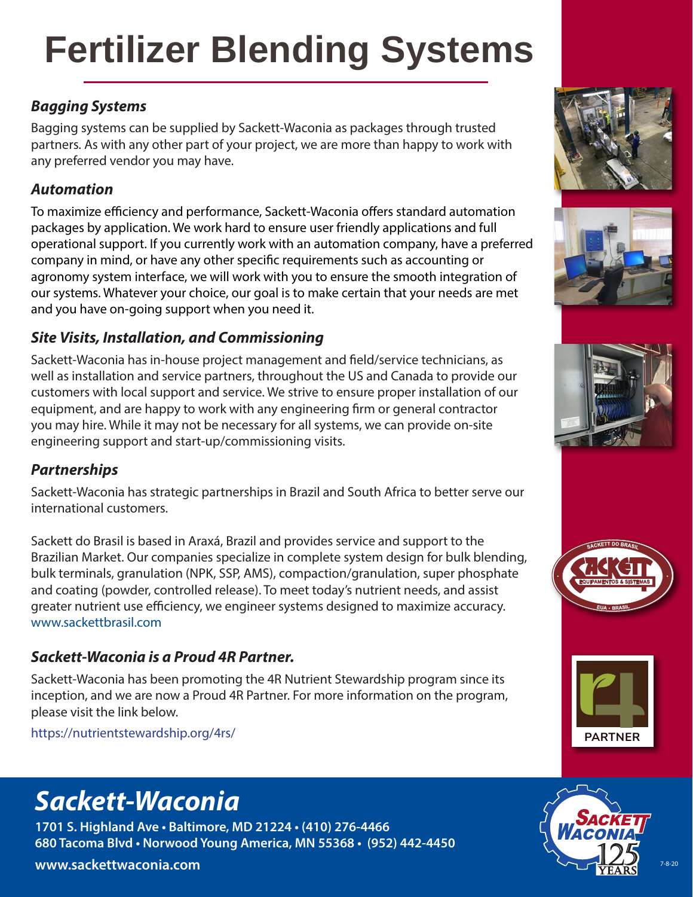# Fertilizer Blending Systems

### *Bagging Systems*

Bagging systems can be supplied by Sackett-Waconia as packages through trusted partners. As with any other part of your project, we are more than happy to work with any preferred vendor you may have.

### *Automation*

To maximize efficiency and performance, Sackett-Waconia offers standard automation packages by application. We work hard to ensure user friendly applications and full operational support. If you currently work with an automation company, have a preferred company in mind, or have any other specific requirements such as accounting or agronomy system interface, we will work with you to ensure the smooth integration of our systems. Whatever your choice, our goal is to make certain that your needs are met and you have on-going support when you need it.

### *Site Visits, Installation, and Commissioning*

Sackett-Waconia has in-house project management and field/service technicians, as well as installation and service partners, throughout the US and Canada to provide our customers with local support and service. We strive to ensure proper installation of our equipment, and are happy to work with any engineering firm or general contractor you may hire. While it may not be necessary for all systems, we can provide on-site engineering support and start-up/commissioning visits.

### *Partnerships*

Sackett-Waconia has strategic partnerships in Brazil and South Africa to better serve our international customers.

Sackett do Brasil is based in Araxá, Brazil and provides service and support to the Brazilian Market. Our companies specialize in complete system design for bulk blending, bulk terminals, granulation (NPK, SSP, AMS), compaction/granulation, super phosphate and coating (powder, controlled release). To meet today's nutrient needs, and assist greater nutrient use efficiency, we engineer systems designed to maximize accuracy. www.sackettbrasil.com

### *Sackett-Waconia is a Proud 4R Partner.*

Sackett-Waconia has been promoting the 4R Nutrient Stewardship program since its inception, and we are now a Proud 4R Partner. For more information on the program, please visit the link below.

https://nutrientstewardship.org/4rs/

## *Sackett-Waconia*

**1701 S. Highland Ave • Baltimore, MD 21224 • (410) 276-4466**
**680 Tacoma Blvd • Norwood Young America, MN 55368 • (952) 442-4450**

**www.sackettwaconia.com**

7-8-20